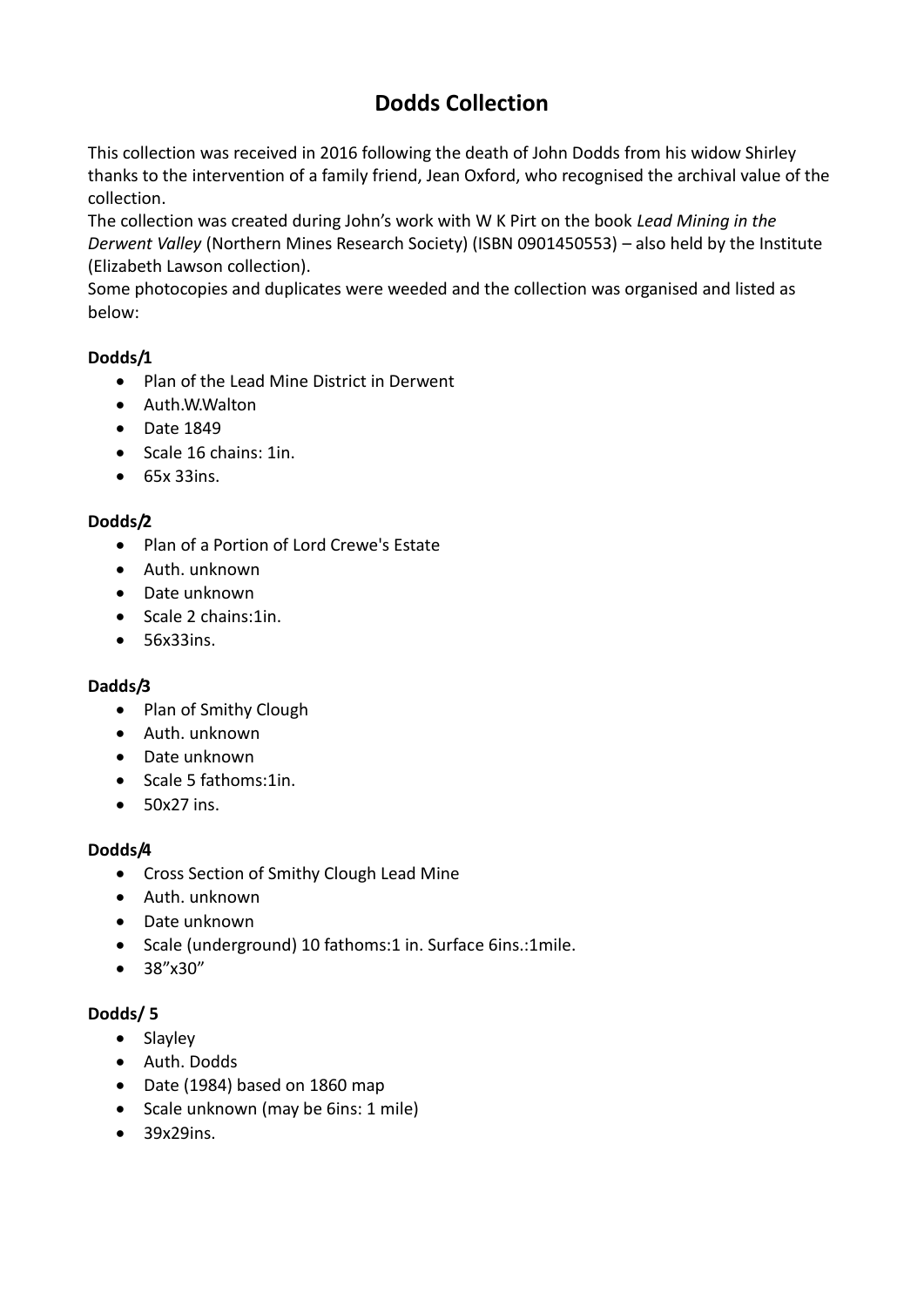# Dodds Collection

This collection was received in 2016 following the death of John Dodds from his widow Shirley thanks to the intervention of a family friend, Jean Oxford, who recognised the archival value of the collection.
The collection was created during John's work with W K Pirt on the book *Lead Mining in the Derwent Valley* (Northern Mines Research Society) (ISBN 0901450553) – also held by the Institute (Elizabeth Lawson collection).
Some photocopies and duplicates were weeded and the collection was organised and listed as below:

**Dodds/1**

- Plan of the Lead Mine District in Derwent
- Auth.W.Walton
- Date 1849
- Scale 16 chains: 1in.
- 65x 33ins.

**Dodds/2**

- Plan of a Portion of Lord Crewe's Estate
- Auth. unknown
- Date unknown
- Scale 2 chains:1in.
- 56x33ins.

**Dadds/3**

- Plan of Smithy Clough
- Auth. unknown
- Date unknown
- Scale 5 fathoms:1in.
- 50x27 ins.

**Dodds/4**

- Cross Section of Smithy Clough Lead Mine
- Auth. unknown
- Date unknown
- Scale (underground) 10 fathoms:1 in. Surface 6ins.:1mile.
- 38"x30"

**Dodds/ 5**

- Slayley
- Auth. Dodds
- Date (1984) based on 1860 map
- Scale unknown (may be 6ins: 1 mile)
- 39x29ins.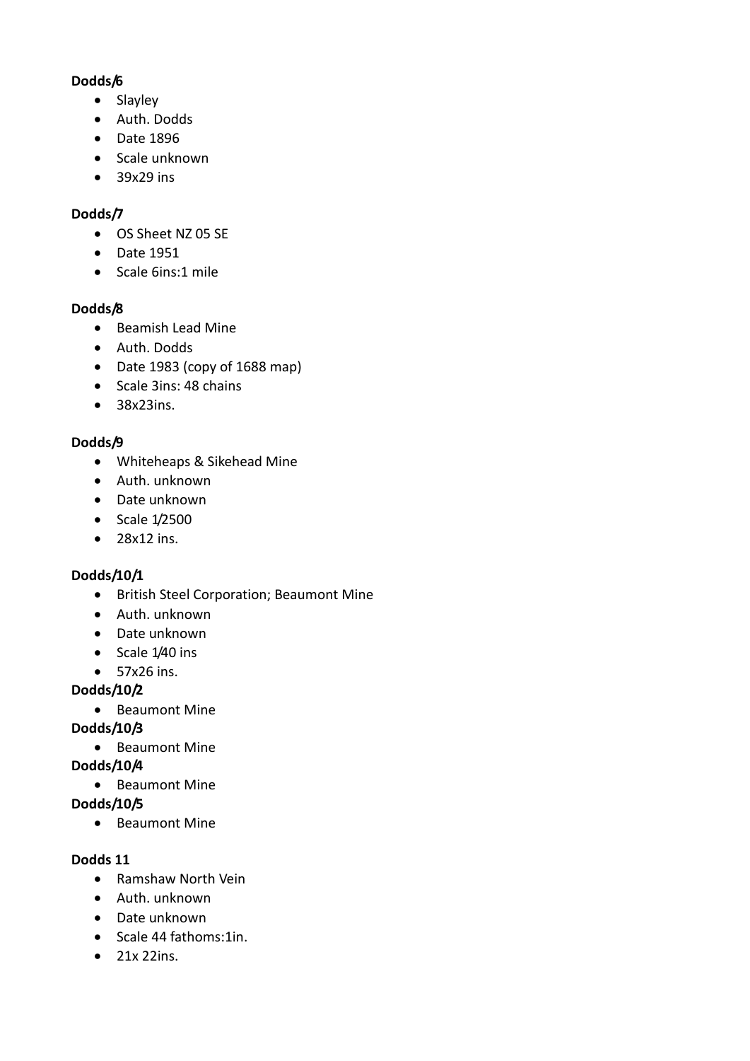**Dodds/6**

- Slayley
- Auth. Dodds
- Date 1896
- Scale unknown
- 39x29 ins

**Dodds/7**

- OS Sheet NZ 05 SE
- Date 1951
- Scale 6ins:1 mile

**Dodds/8**

- Beamish Lead Mine
- Auth. Dodds
- Date 1983 (copy of 1688 map)
- Scale 3ins: 48 chains
- 38x23ins.

**Dodds/9**

- Whiteheaps & Sikehead Mine
- Auth. unknown
- Date unknown
- Scale 1/2500
- 28x12 ins.

**Dodds/10/1**

- British Steel Corporation; Beaumont Mine
- Auth. unknown
- Date unknown
- Scale 1/40 ins
- 57x26 ins.

**Dodds/10/2**

- Beaumont Mine

**Dodds/10/3**

- Beaumont Mine

**Dodds/10/4**

- Beaumont Mine

**Dodds/10/5**

- Beaumont Mine

**Dodds 11**

- Ramshaw North Vein
- Auth. unknown
- Date unknown
- Scale 44 fathoms:1in.
- 21x 22ins.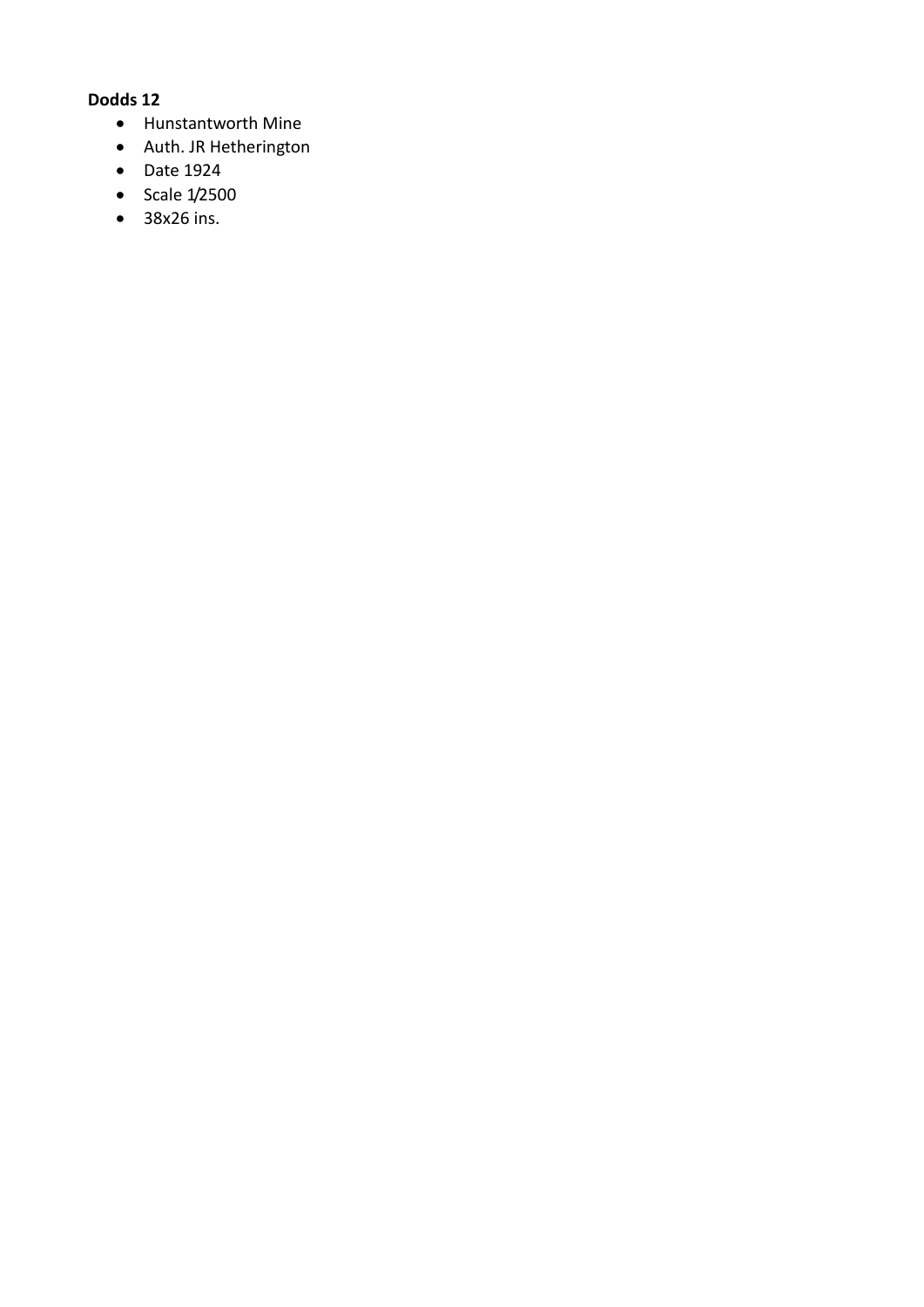**Dodds 12**

- Hunstantworth Mine
- Auth. JR Hetherington
- Date 1924
- Scale 1/2500
- 38x26 ins.